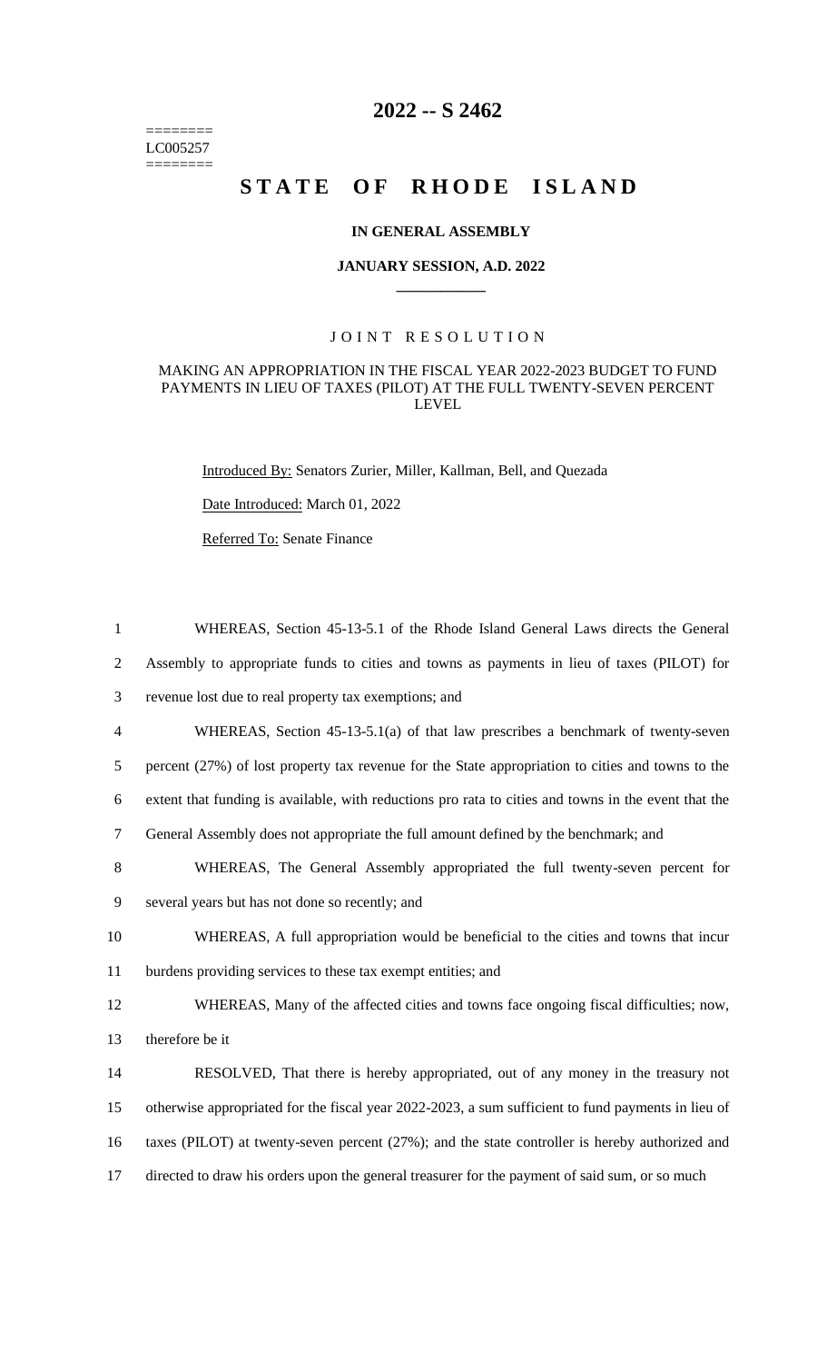========
LC005257
========

# 2022 -- S 2462

# STATE OF RHODE ISLAND

## IN GENERAL ASSEMBLY

### JANUARY SESSION, A.D. 2022

J O I N T   R E S O L U T I O N

MAKING AN APPROPRIATION IN THE FISCAL YEAR 2022-2023 BUDGET TO FUND PAYMENTS IN LIEU OF TAXES (PILOT) AT THE FULL TWENTY-SEVEN PERCENT LEVEL

Introduced By: Senators Zurier, Miller, Kallman, Bell, and Quezada

Date Introduced: March 01, 2022

Referred To: Senate Finance

1 WHEREAS, Section 45-13-5.1 of the Rhode Island General Laws directs the General
2 Assembly to appropriate funds to cities and towns as payments in lieu of taxes (PILOT) for
3 revenue lost due to real property tax exemptions; and
4 WHEREAS, Section 45-13-5.1(a) of that law prescribes a benchmark of twenty-seven
5 percent (27%) of lost property tax revenue for the State appropriation to cities and towns to the
6 extent that funding is available, with reductions pro rata to cities and towns in the event that the
7 General Assembly does not appropriate the full amount defined by the benchmark; and
8 WHEREAS, The General Assembly appropriated the full twenty-seven percent for
9 several years but has not done so recently; and
10 WHEREAS, A full appropriation would be beneficial to the cities and towns that incur
11 burdens providing services to these tax exempt entities; and
12 WHEREAS, Many of the affected cities and towns face ongoing fiscal difficulties; now,
13 therefore be it
14 RESOLVED, That there is hereby appropriated, out of any money in the treasury not
15 otherwise appropriated for the fiscal year 2022-2023, a sum sufficient to fund payments in lieu of
16 taxes (PILOT) at twenty-seven percent (27%); and the state controller is hereby authorized and
17 directed to draw his orders upon the general treasurer for the payment of said sum, or so much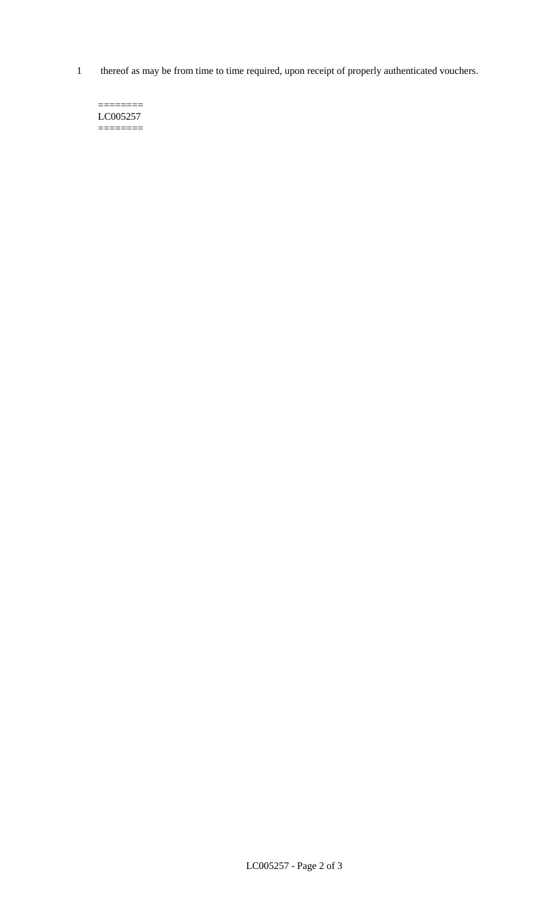thereof as may be from time to time required, upon receipt of properly authenticated vouchers.

========
LC005257
========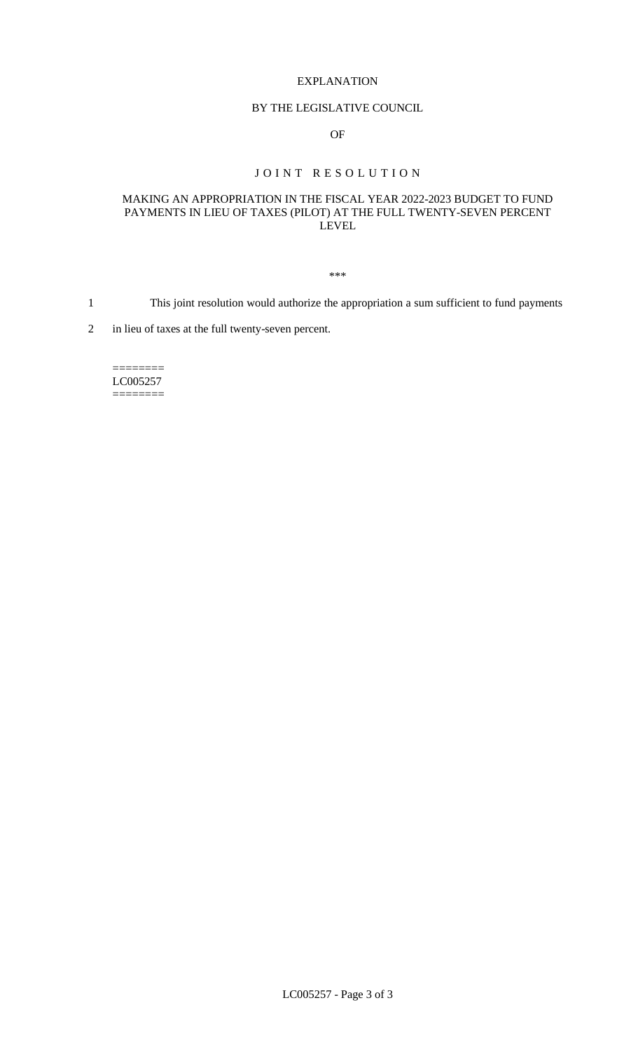EXPLANATION

BY THE LEGISLATIVE COUNCIL

OF

# J O I N T   R E S O L U T I O N

MAKING AN APPROPRIATION IN THE FISCAL YEAR 2022-2023 BUDGET TO FUND PAYMENTS IN LIEU OF TAXES (PILOT) AT THE FULL TWENTY-SEVEN PERCENT LEVEL

\*\*\*

1 This joint resolution would authorize the appropriation a sum sufficient to fund payments
2 in lieu of taxes at the full twenty-seven percent.

========
LC005257
========